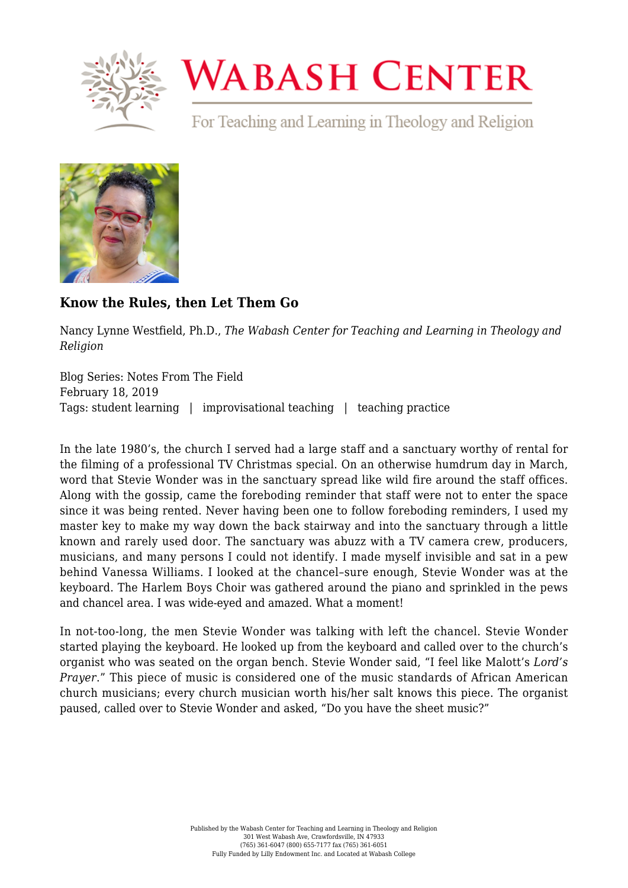# Know the Rules, then Let Them Go

Nancy Lynne Westfield, Ph.D., *The Wabash Center for Teaching and Learning in Theology and Religion*

Blog Series: Notes From The Field
February 18, 2019
Tags: student learning | improvisational teaching | teaching practice

In the late 1980's, the church I served had a large staff and a sanctuary worthy of rental for the filming of a professional TV Christmas special. On an otherwise humdrum day in March, word that Stevie Wonder was in the sanctuary spread like wild fire around the staff offices. Along with the gossip, came the foreboding reminder that staff were not to enter the space since it was being rented. Never having been one to follow foreboding reminders, I used my master key to make my way down the back stairway and into the sanctuary through a little known and rarely used door. The sanctuary was abuzz with a TV camera crew, producers, musicians, and many persons I could not identify. I made myself invisible and sat in a pew behind Vanessa Williams. I looked at the chancel–sure enough, Stevie Wonder was at the keyboard. The Harlem Boys Choir was gathered around the piano and sprinkled in the pews and chancel area. I was wide-eyed and amazed. What a moment!

In not-too-long, the men Stevie Wonder was talking with left the chancel. Stevie Wonder started playing the keyboard. He looked up from the keyboard and called over to the church's organist who was seated on the organ bench. Stevie Wonder said, "I feel like Malott's *Lord's Prayer*." This piece of music is considered one of the music standards of African American church musicians; every church musician worth his/her salt knows this piece. The organist paused, called over to Stevie Wonder and asked, "Do you have the sheet music?"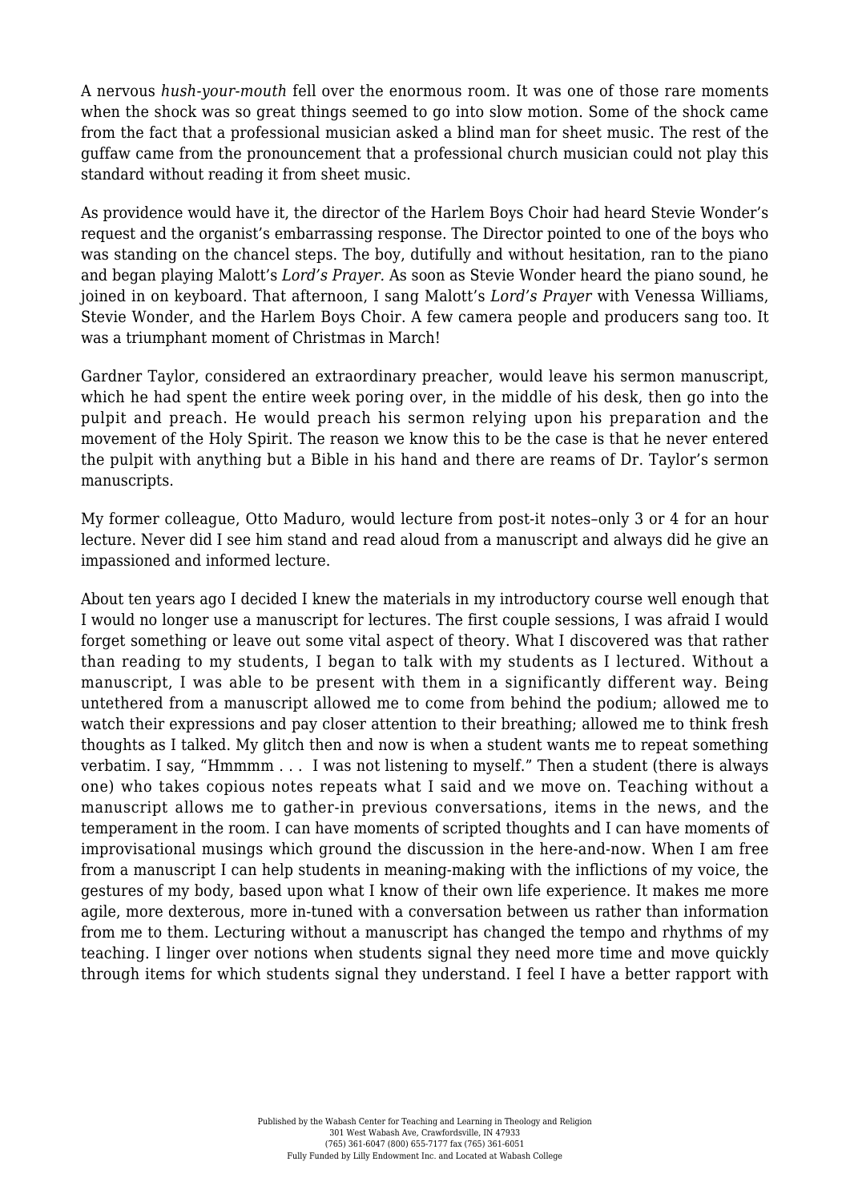A nervous *hush-your-mouth* fell over the enormous room. It was one of those rare moments when the shock was so great things seemed to go into slow motion. Some of the shock came from the fact that a professional musician asked a blind man for sheet music. The rest of the guffaw came from the pronouncement that a professional church musician could not play this standard without reading it from sheet music.

As providence would have it, the director of the Harlem Boys Choir had heard Stevie Wonder's request and the organist's embarrassing response. The Director pointed to one of the boys who was standing on the chancel steps. The boy, dutifully and without hesitation, ran to the piano and began playing Malott's *Lord's Prayer.* As soon as Stevie Wonder heard the piano sound, he joined in on keyboard. That afternoon, I sang Malott's *Lord's Prayer* with Venessa Williams, Stevie Wonder, and the Harlem Boys Choir. A few camera people and producers sang too. It was a triumphant moment of Christmas in March!

Gardner Taylor, considered an extraordinary preacher, would leave his sermon manuscript, which he had spent the entire week poring over, in the middle of his desk, then go into the pulpit and preach. He would preach his sermon relying upon his preparation and the movement of the Holy Spirit. The reason we know this to be the case is that he never entered the pulpit with anything but a Bible in his hand and there are reams of Dr. Taylor's sermon manuscripts.

My former colleague, Otto Maduro, would lecture from post-it notes–only 3 or 4 for an hour lecture. Never did I see him stand and read aloud from a manuscript and always did he give an impassioned and informed lecture.

About ten years ago I decided I knew the materials in my introductory course well enough that I would no longer use a manuscript for lectures. The first couple sessions, I was afraid I would forget something or leave out some vital aspect of theory. What I discovered was that rather than reading to my students, I began to talk with my students as I lectured. Without a manuscript, I was able to be present with them in a significantly different way. Being untethered from a manuscript allowed me to come from behind the podium; allowed me to watch their expressions and pay closer attention to their breathing; allowed me to think fresh thoughts as I talked. My glitch then and now is when a student wants me to repeat something verbatim. I say, "Hmmmm . . . I was not listening to myself." Then a student (there is always one) who takes copious notes repeats what I said and we move on. Teaching without a manuscript allows me to gather-in previous conversations, items in the news, and the temperament in the room. I can have moments of scripted thoughts and I can have moments of improvisational musings which ground the discussion in the here-and-now. When I am free from a manuscript I can help students in meaning-making with the inflictions of my voice, the gestures of my body, based upon what I know of their own life experience. It makes me more agile, more dexterous, more in-tuned with a conversation between us rather than information from me to them. Lecturing without a manuscript has changed the tempo and rhythms of my teaching. I linger over notions when students signal they need more time and move quickly through items for which students signal they understand. I feel I have a better rapport with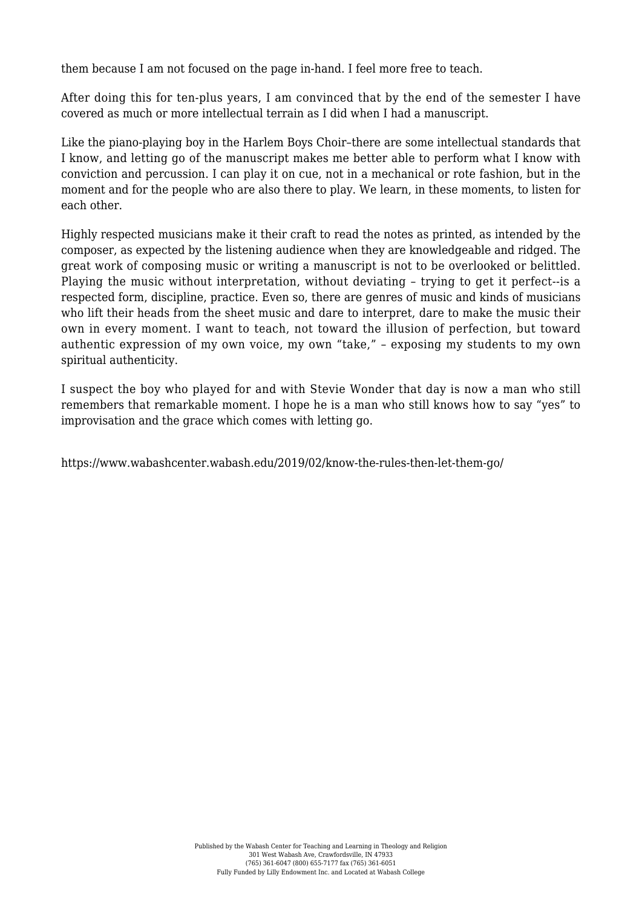them because I am not focused on the page in-hand. I feel more free to teach.

After doing this for ten-plus years, I am convinced that by the end of the semester I have covered as much or more intellectual terrain as I did when I had a manuscript.

Like the piano-playing boy in the Harlem Boys Choir–there are some intellectual standards that I know, and letting go of the manuscript makes me better able to perform what I know with conviction and percussion. I can play it on cue, not in a mechanical or rote fashion, but in the moment and for the people who are also there to play. We learn, in these moments, to listen for each other.

Highly respected musicians make it their craft to read the notes as printed, as intended by the composer, as expected by the listening audience when they are knowledgeable and ridged. The great work of composing music or writing a manuscript is not to be overlooked or belittled. Playing the music without interpretation, without deviating – trying to get it perfect--is a respected form, discipline, practice. Even so, there are genres of music and kinds of musicians who lift their heads from the sheet music and dare to interpret, dare to make the music their own in every moment. I want to teach, not toward the illusion of perfection, but toward authentic expression of my own voice, my own "take," – exposing my students to my own spiritual authenticity.

I suspect the boy who played for and with Stevie Wonder that day is now a man who still remembers that remarkable moment. I hope he is a man who still knows how to say "yes" to improvisation and the grace which comes with letting go.

https://www.wabashcenter.wabash.edu/2019/02/know-the-rules-then-let-them-go/